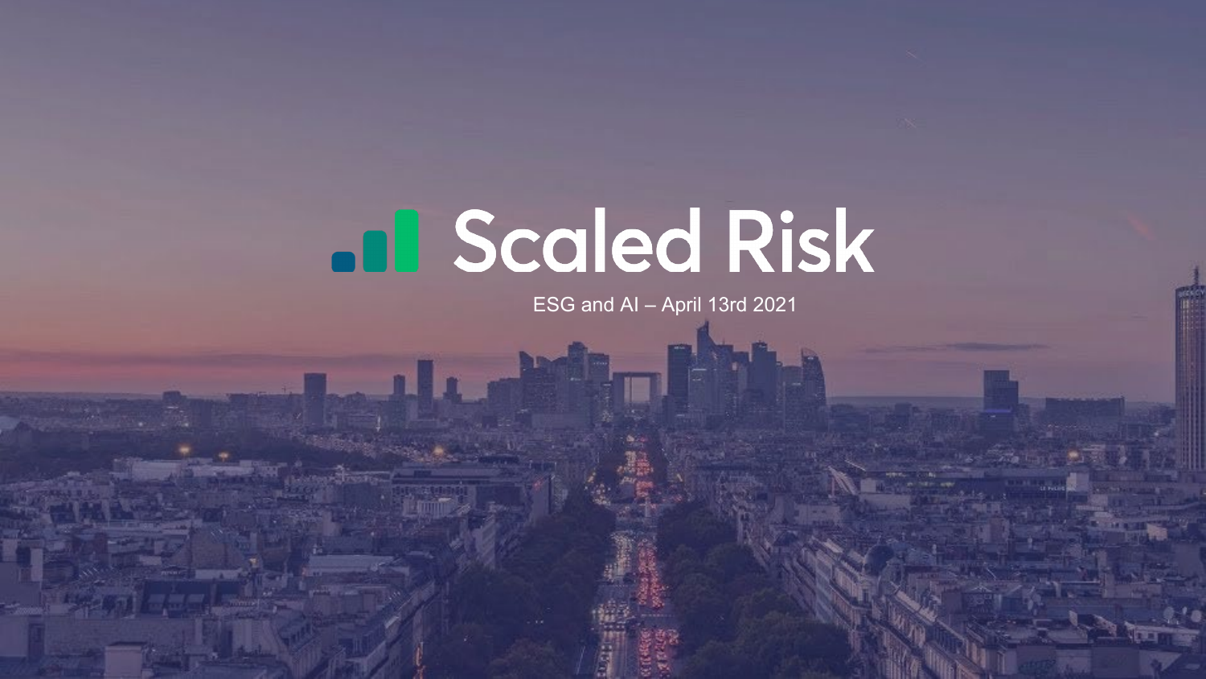# Scaled Risk

ESG and AI – April 13rd 2021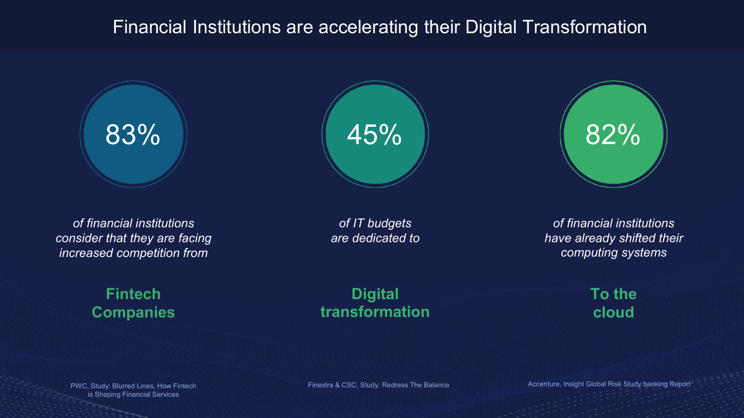# Financial Institutions are accelerating their Digital Transformation

## 83%

*of financial institutions consider that they are facing increased competition from*

**Fintech Companies**

PWC, Study: Blurred Lines, How Fintech is Shaping Financial Services

## 45%

*of IT budgets are dedicated to*

**Digital transformation**

Finextra & CSC, Study: Redress The Balance

## 82%

*of financial institutions have already shifted their computing systems*

**To the cloud**

Accenture, Insight Global Risk Study banking Report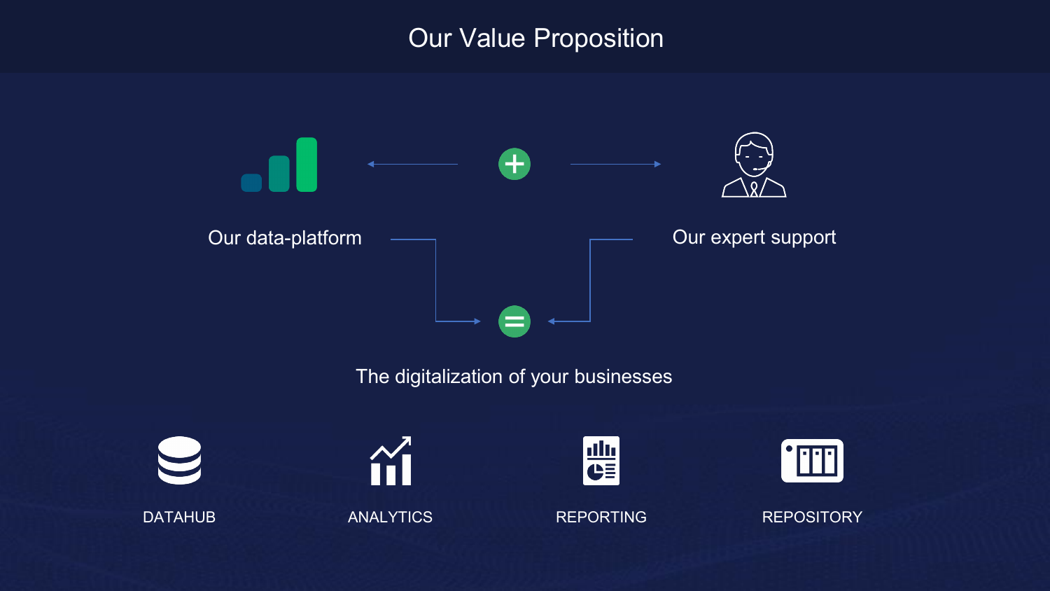# Our Value Proposition

Our data-platform

Our expert support

The digitalization of your businesses

DATAHUB

ANALYTICS

REPORTING

REPOSITORY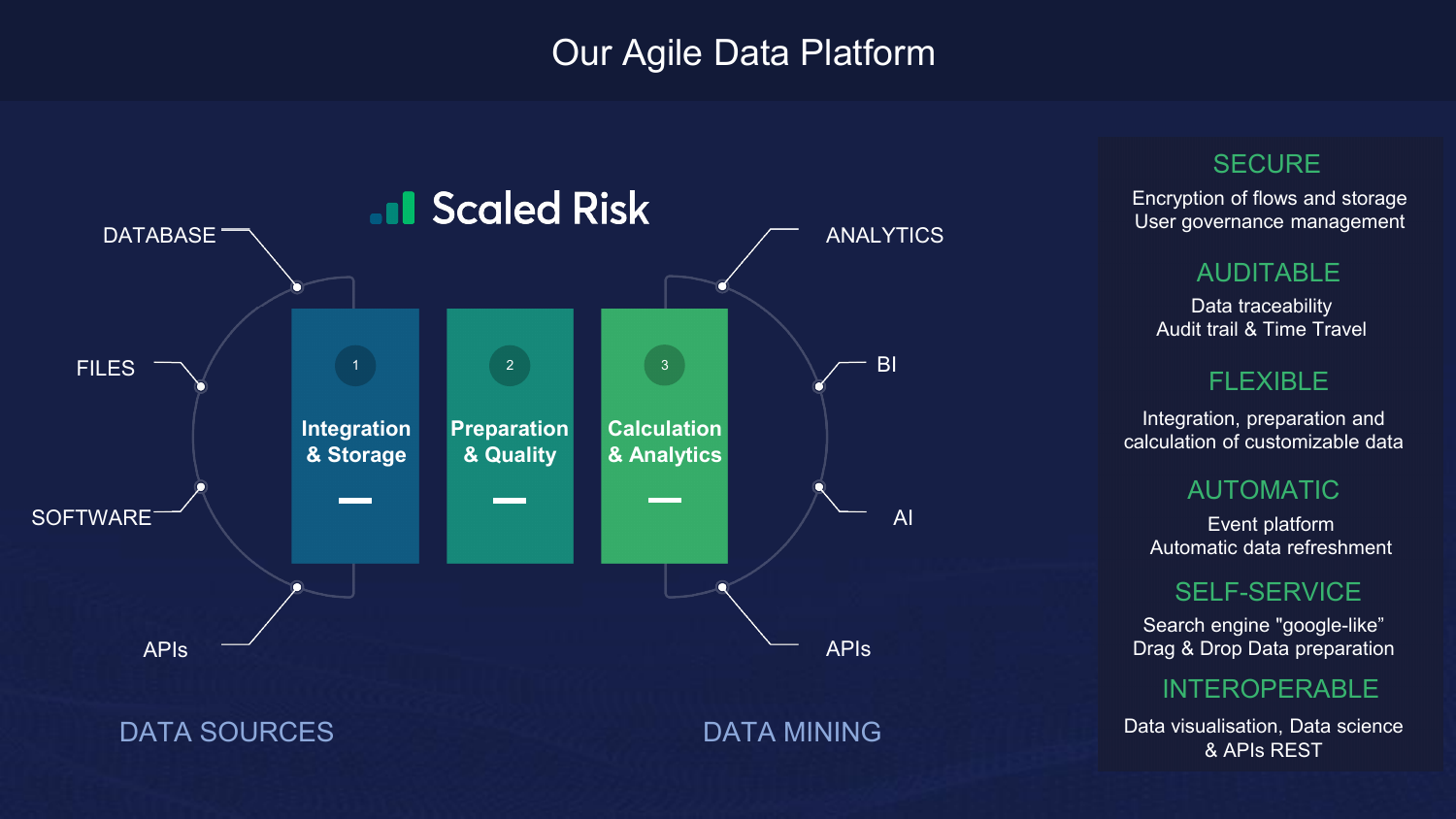# Our Agile Data Platform

Scaled Risk

DATABASE

FILES

SOFTWARE

APIs

1
Integration & Storage

2
Preparation & Quality

3
Calculation & Analytics

ANALYTICS

BI

AI

APIs

DATA SOURCES

DATA MINING

## SECURE

Encryption of flows and storage
User governance management

## AUDITABLE

Data traceability
Audit trail & Time Travel

## FLEXIBLE

Integration, preparation and calculation of customizable data

## AUTOMATIC

Event platform
Automatic data refreshment

## SELF-SERVICE

Search engine "google-like"
Drag & Drop Data preparation

## INTEROPERABLE

Data visualisation, Data science & APIs REST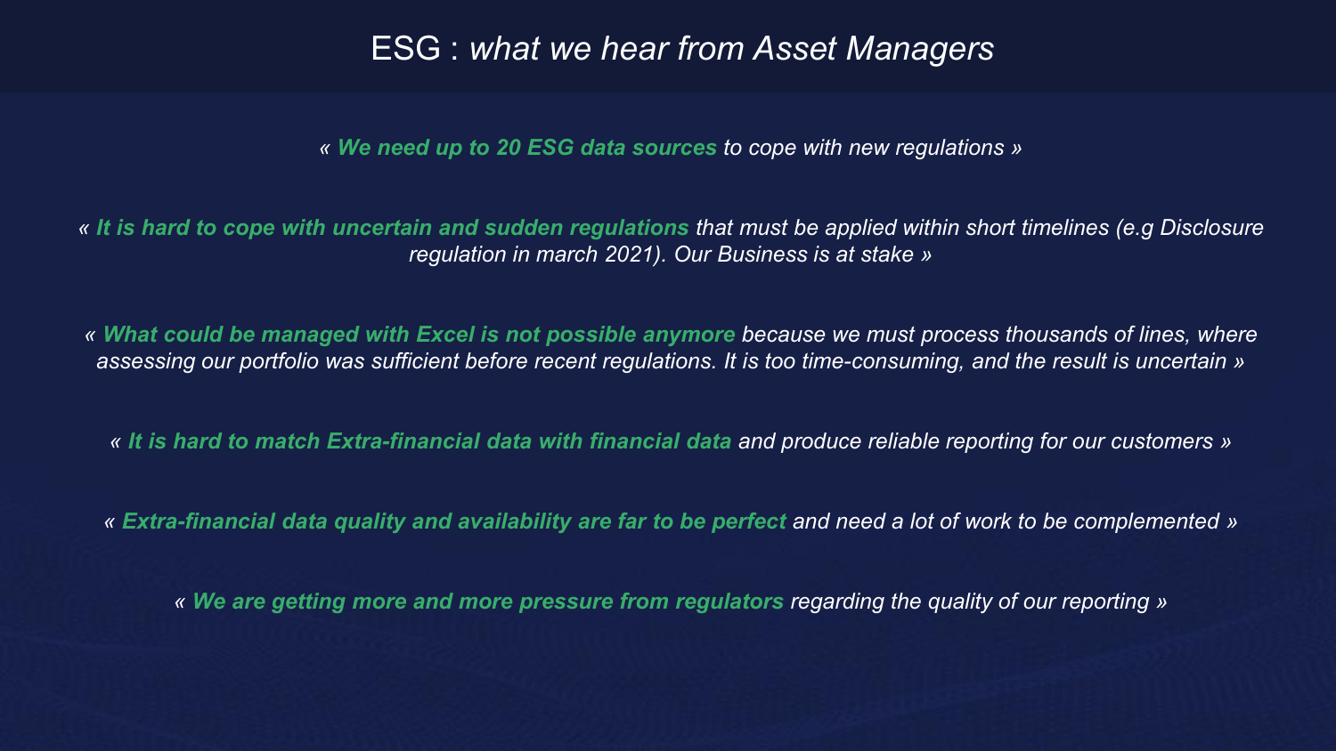# ESG : *what we hear from Asset Managers*

*« **We need up to 20 ESG data sources** to cope with new regulations »*

*« **It is hard to cope with uncertain and sudden regulations** that must be applied within short timelines (e.g Disclosure regulation in march 2021). Our Business is at stake »*

*« **What could be managed with Excel is not possible anymore** because we must process thousands of lines, where assessing our portfolio was sufficient before recent regulations. It is too time-consuming, and the result is uncertain »*

*« **It is hard to match Extra-financial data with financial data** and produce reliable reporting for our customers »*

*« **Extra-financial data quality and availability are far to be perfect** and need a lot of work to be complemented »*

*« **We are getting more and more pressure from regulators** regarding the quality of our reporting »*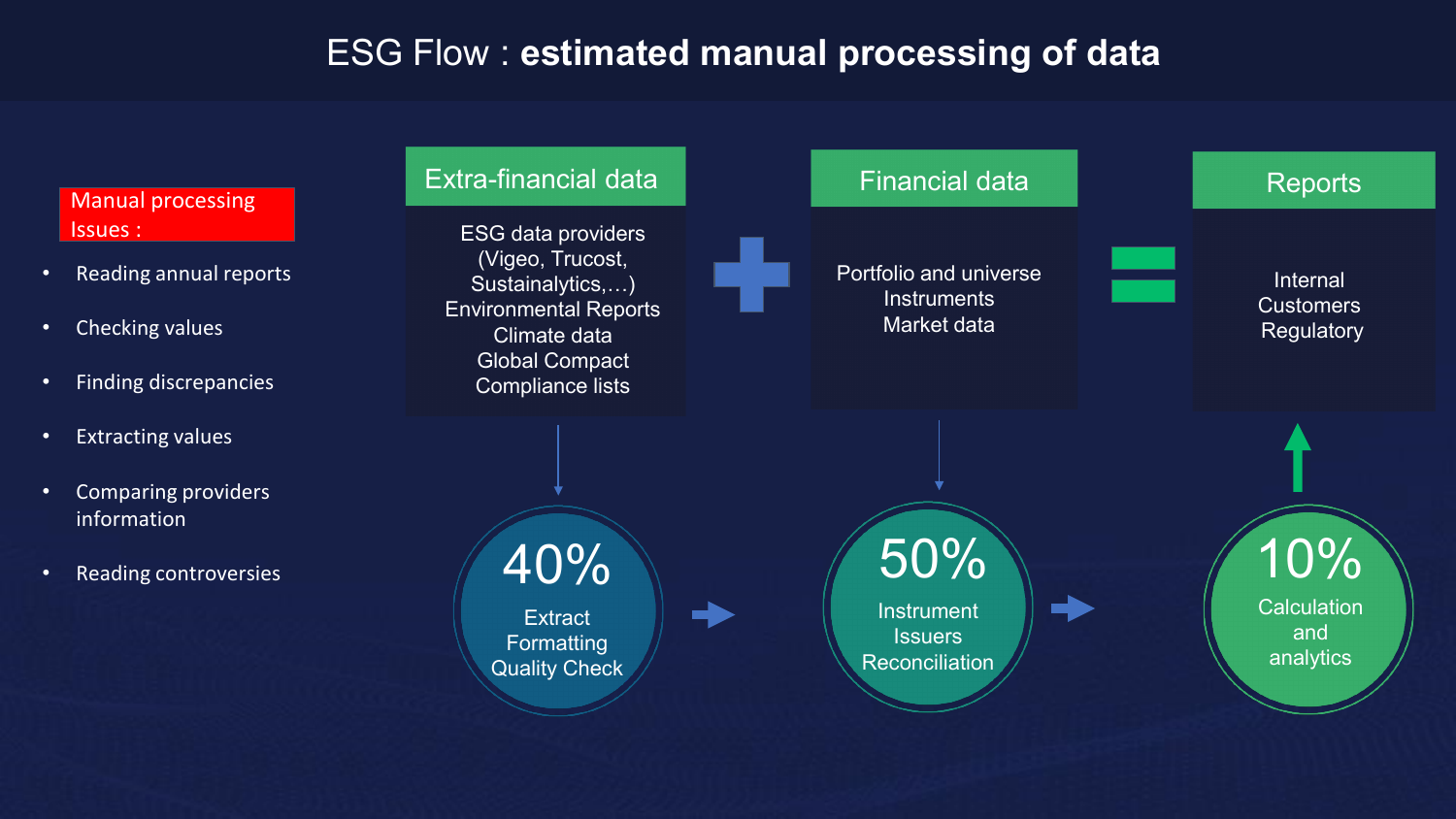# ESG Flow : **estimated manual processing of data**

Manual processing Issues :

- Reading annual reports
- Checking values
- Finding discrepancies
- Extracting values
- Comparing providers information
- Reading controversies

## Extra-financial data

ESG data providers (Vigeo, Trucost, Sustainalytics,…)
Environmental Reports
Climate data
Global Compact
Compliance lists

+

## Financial data

Portfolio and universe
Instruments
Market data

=

## Reports

Internal
Customers
Regulatory

**40%**
Extract
Formatting
Quality Check

**50%**
Instrument
Issuers
Reconciliation

**10%**
Calculation and analytics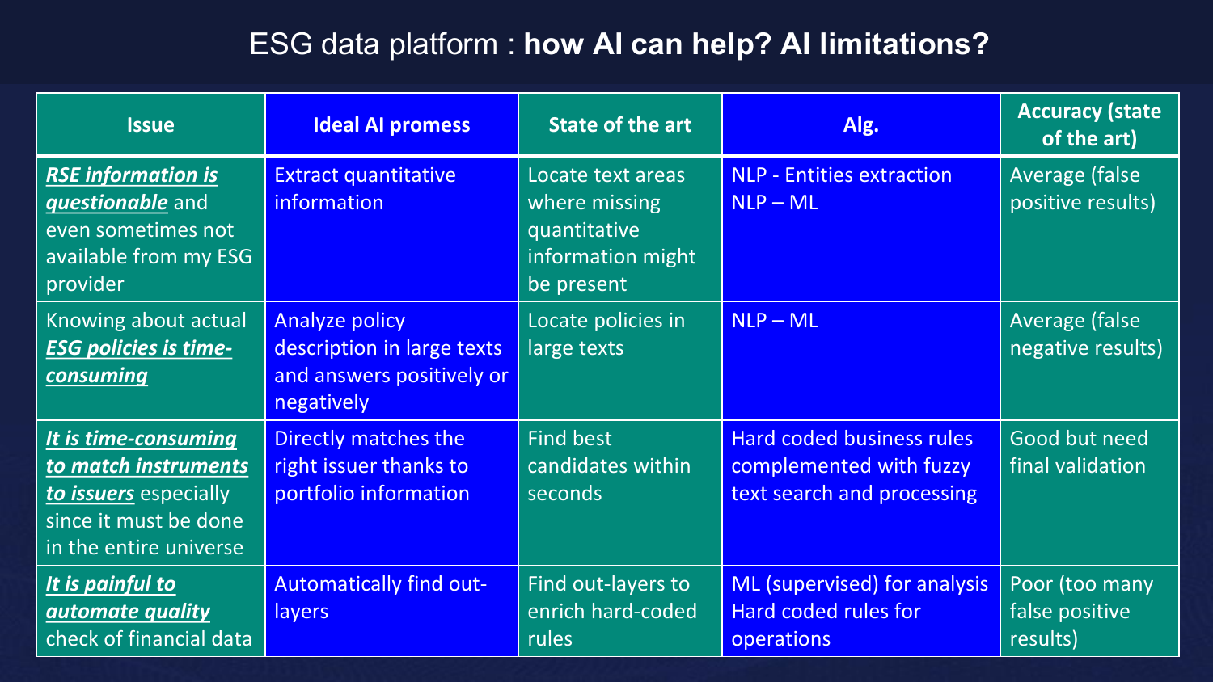# ESG data platform : **how AI can help? AI limitations?**

| Issue | Ideal AI promess | State of the art | Alg. | Accuracy (state of the art) |
|---|---|---|---|---|
| ***RSE information is questionable*** and even sometimes not available from my ESG provider | Extract quantitative information | Locate text areas where missing quantitative information might be present | NLP - Entities extraction<br>NLP – ML | Average (false positive results) |
| Knowing about actual ***ESG policies is time-consuming*** | Analyze policy description in large texts and answers positively or negatively | Locate policies in large texts | NLP – ML | Average (false negative results) |
| ***It is time-consuming to match instruments to issuers*** especially since it must be done in the entire universe | Directly matches the right issuer thanks to portfolio information | Find best candidates within seconds | Hard coded business rules complemented with fuzzy text search and processing | Good but need final validation |
| ***It is painful to automate quality*** check of financial data | Automatically find out-layers | Find out-layers to enrich hard-coded rules | ML (supervised) for analysis<br>Hard coded rules for operations | Poor (too many false positive results) |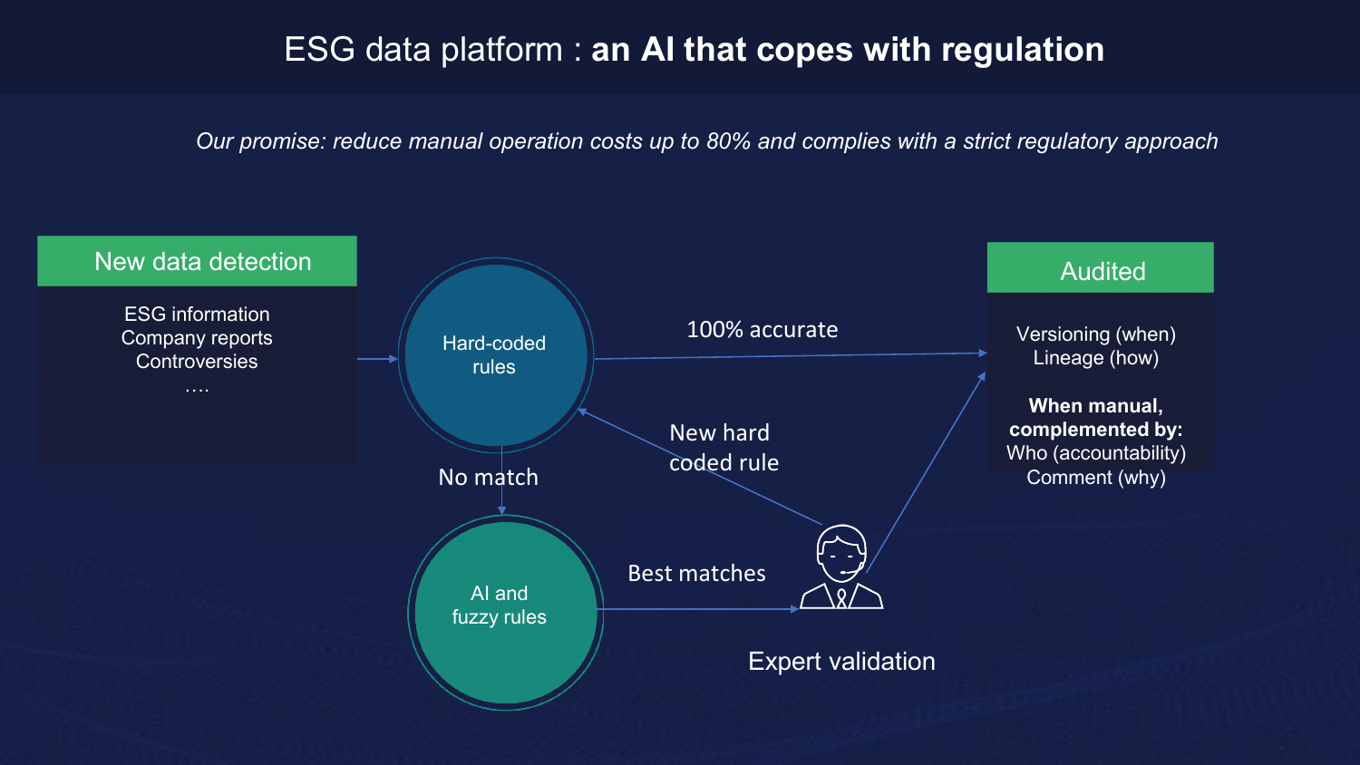# ESG data platform : **an AI that copes with regulation**

*Our promise: reduce manual operation costs up to 80% and complies with a strict regulatory approach*

**New data detection**

ESG information
Company reports
Controversies
….

Hard-coded rules

100% accurate

No match

AI and fuzzy rules

Best matches

New hard coded rule

Expert validation

**Audited**

Versioning (when)
Lineage (how)

**When manual, complemented by:**
Who (accountability)
Comment (why)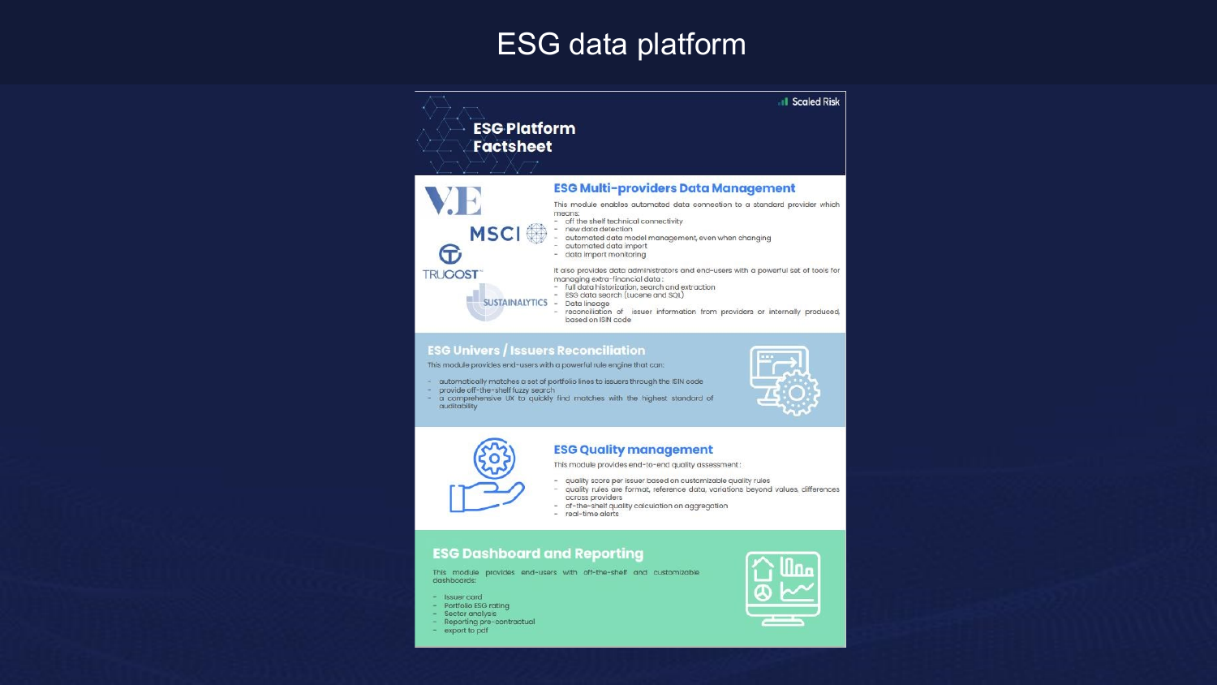# ESG data platform

Scaled Risk

## ESG Platform Factsheet

V.E
MSCI
TRUCOST
SUSTAINALYTICS

### ESG Multi-providers Data Management

This module enables automated data connection to a standard provider which means:

- off the shelf technical connectivity
- new data detection
- automated data model management, even when changing
- automated data import
- data import monitoring

It also provides data administrators and end-users with a powerful set of tools for managing extra-financial data :

- full data historization, search and extraction
- ESG data search (Lucene and SQL)
- Data lineage
- reconciliation of issuer information from providers or internally produced, based on ISIN code

### ESG Univers / Issuers Reconciliation

This module provides end-users with a powerful rule engine that can:

- automatically matches a set of portfolio lines to issuers through the ISIN code
- provide off-the-shelf fuzzy search
- a comprehensive UX to quickly find matches with the highest standard of auditability

### ESG Quality management

This module provides end-to-end quality assessment :

- quality score per issuer based on customizable quality rules
- quality rules are format, reference data, variations beyond values, differences across providers
- of-the-shelf quality calculation on aggregation
- real-time alerts

### ESG Dashboard and Reporting

This module provides end-users with off-the-shelf and customizable dashboards:

- Issuer card
- Portfolio ESG rating
- Sector analysis
- Reporting pre-contractual
- export to pdf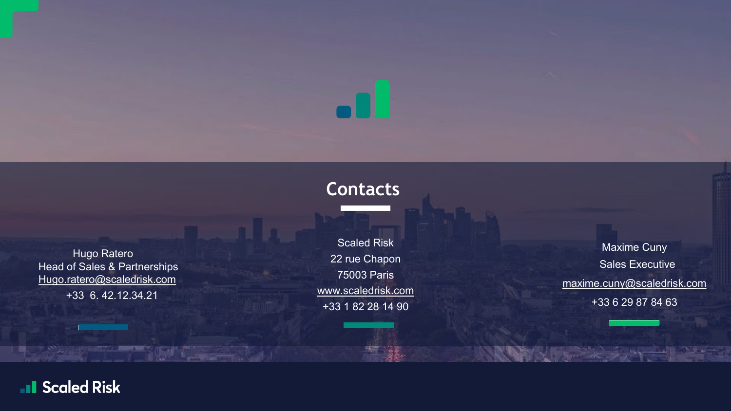## Contacts

Hugo Ratero
Head of Sales & Partnerships
Hugo.ratero@scaledrisk.com
+33 6. 42.12.34.21

Scaled Risk
22 rue Chapon
75003 Paris
www.scaledrisk.com
+33 1 82 28 14 90

Maxime Cuny
Sales Executive
maxime.cuny@scaledrisk.com
+33 6 29 87 84 63